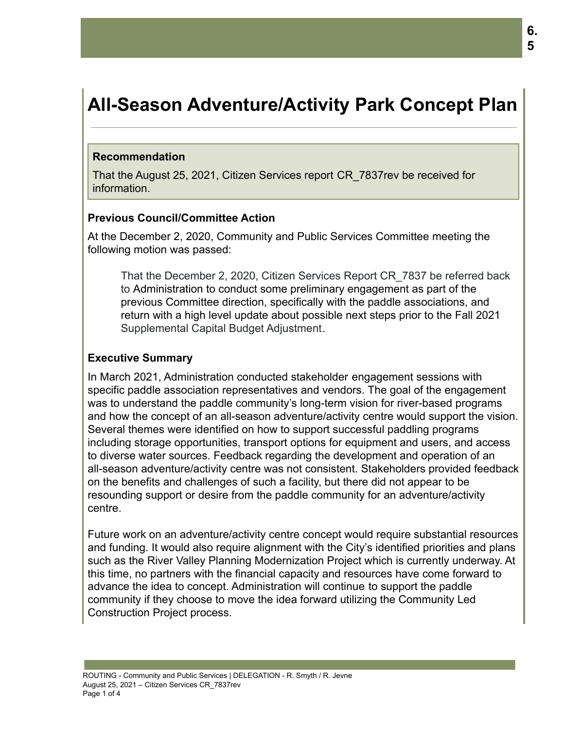# All-Season Adventure/Activity Park Concept Plan

**Recommendation**

That the August 25, 2021, Citizen Services report CR_7837rev be received for information.

### Previous Council/Committee Action

At the December 2, 2020, Community and Public Services Committee meeting the following motion was passed:

> That the December 2, 2020, Citizen Services Report CR_7837 be referred back to Administration to conduct some preliminary engagement as part of the previous Committee direction, specifically with the paddle associations, and return with a high level update about possible next steps prior to the Fall 2021 Supplemental Capital Budget Adjustment.

### Executive Summary

In March 2021, Administration conducted stakeholder engagement sessions with specific paddle association representatives and vendors. The goal of the engagement was to understand the paddle community's long-term vision for river-based programs and how the concept of an all-season adventure/activity centre would support the vision. Several themes were identified on how to support successful paddling programs including storage opportunities, transport options for equipment and users, and access to diverse water sources. Feedback regarding the development and operation of an all-season adventure/activity centre was not consistent. Stakeholders provided feedback on the benefits and challenges of such a facility, but there did not appear to be resounding support or desire from the paddle community for an adventure/activity centre.

Future work on an adventure/activity centre concept would require substantial resources and funding. It would also require alignment with the City's identified priorities and plans such as the River Valley Planning Modernization Project which is currently underway. At this time, no partners with the financial capacity and resources have come forward to advance the idea to concept. Administration will continue to support the paddle community if they choose to move the idea forward utilizing the Community Led Construction Project process.

ROUTING - Community and Public Services | DELEGATION - R. Smyth / R. Jevne
August 25, 2021 – Citizen Services CR_7837rev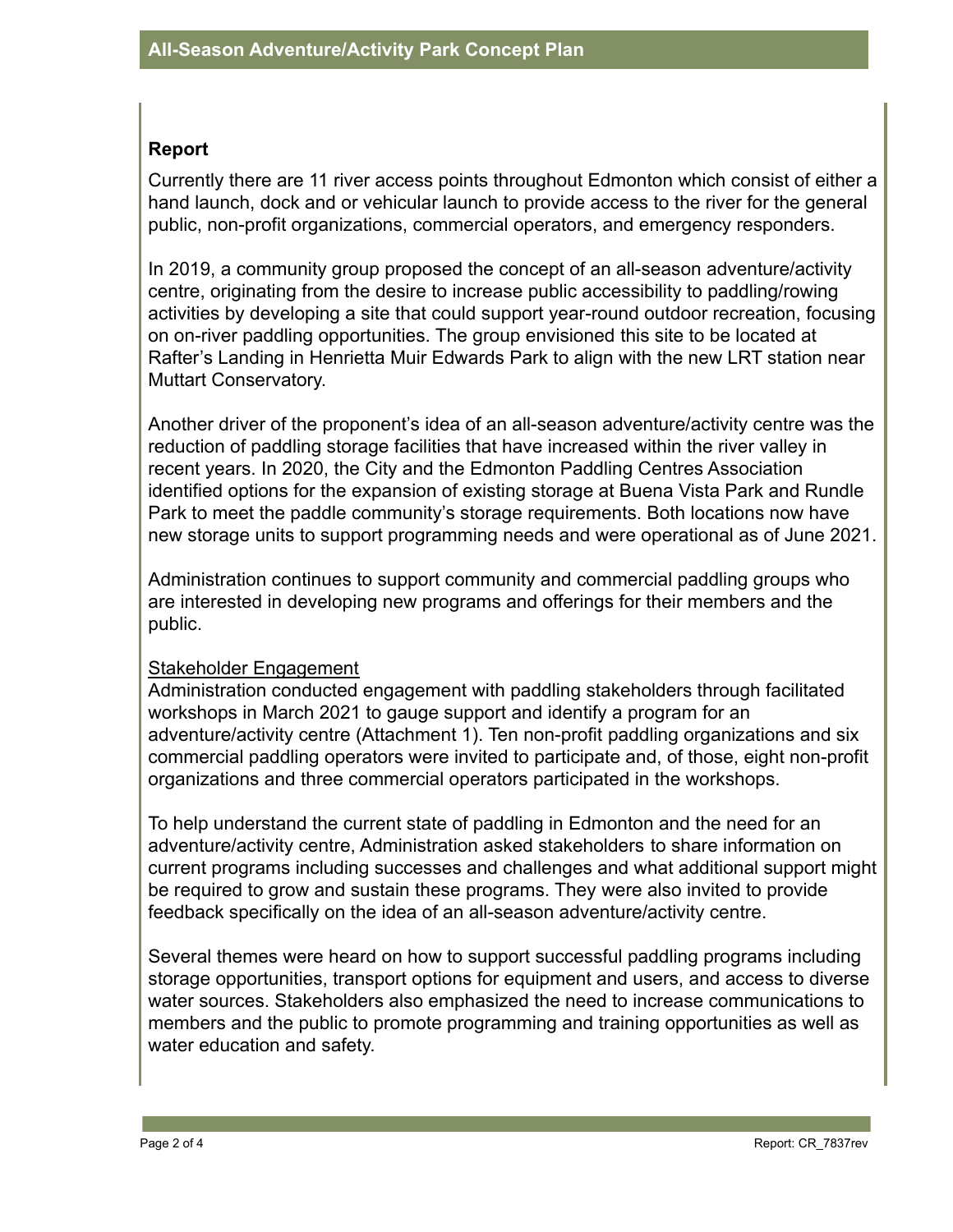## Report

Currently there are 11 river access points throughout Edmonton which consist of either a hand launch, dock and or vehicular launch to provide access to the river for the general public, non-profit organizations, commercial operators, and emergency responders.

In 2019, a community group proposed the concept of an all-season adventure/activity centre, originating from the desire to increase public accessibility to paddling/rowing activities by developing a site that could support year-round outdoor recreation, focusing on on-river paddling opportunities. The group envisioned this site to be located at Rafter's Landing in Henrietta Muir Edwards Park to align with the new LRT station near Muttart Conservatory.

Another driver of the proponent's idea of an all-season adventure/activity centre was the reduction of paddling storage facilities that have increased within the river valley in recent years. In 2020, the City and the Edmonton Paddling Centres Association identified options for the expansion of existing storage at Buena Vista Park and Rundle Park to meet the paddle community's storage requirements. Both locations now have new storage units to support programming needs and were operational as of June 2021.

Administration continues to support community and commercial paddling groups who are interested in developing new programs and offerings for their members and the public.

### Stakeholder Engagement

Administration conducted engagement with paddling stakeholders through facilitated workshops in March 2021 to gauge support and identify a program for an adventure/activity centre (Attachment 1). Ten non-profit paddling organizations and six commercial paddling operators were invited to participate and, of those, eight non-profit organizations and three commercial operators participated in the workshops.

To help understand the current state of paddling in Edmonton and the need for an adventure/activity centre, Administration asked stakeholders to share information on current programs including successes and challenges and what additional support might be required to grow and sustain these programs. They were also invited to provide feedback specifically on the idea of an all-season adventure/activity centre.

Several themes were heard on how to support successful paddling programs including storage opportunities, transport options for equipment and users, and access to diverse water sources. Stakeholders also emphasized the need to increase communications to members and the public to promote programming and training opportunities as well as water education and safety.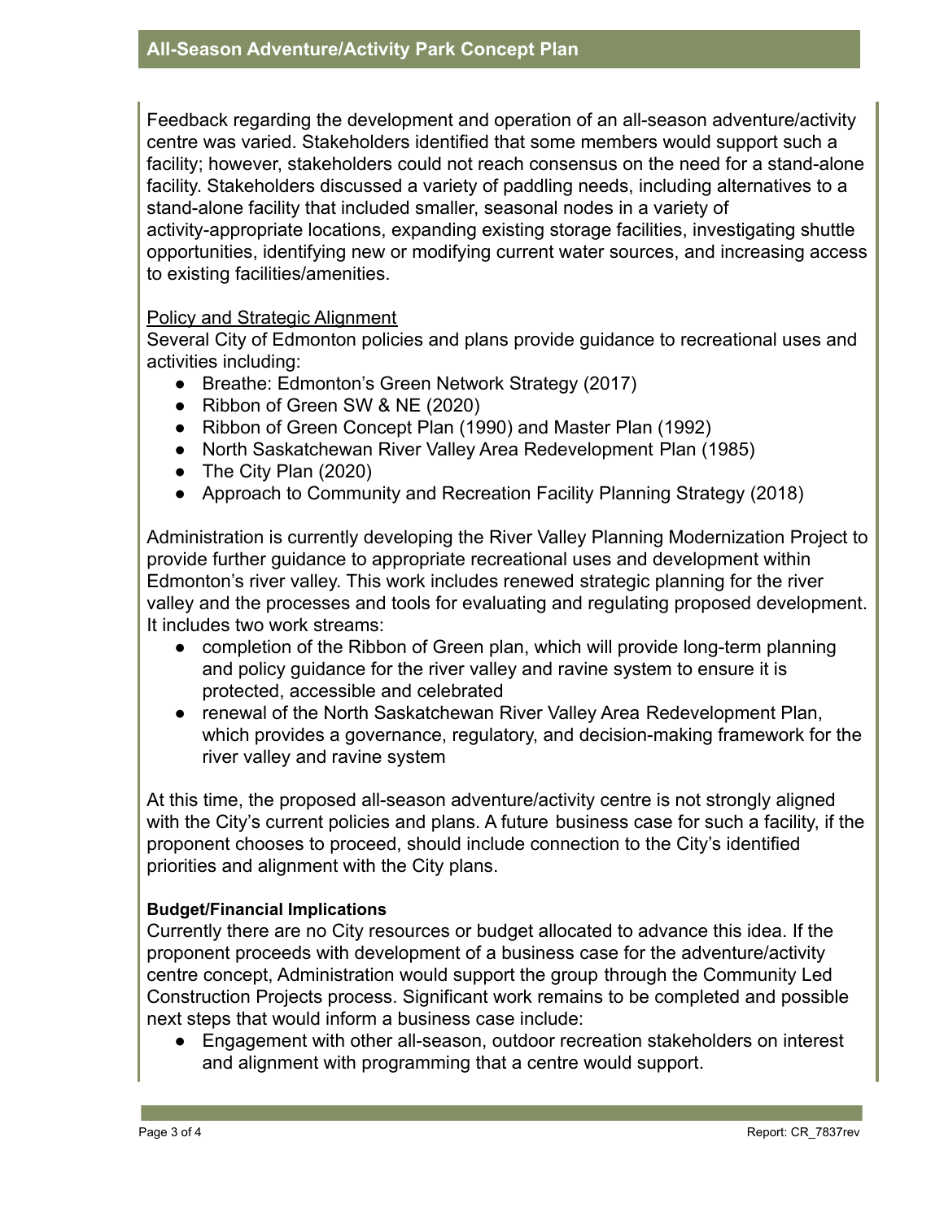Feedback regarding the development and operation of an all-season adventure/activity centre was varied. Stakeholders identified that some members would support such a facility; however, stakeholders could not reach consensus on the need for a stand-alone facility. Stakeholders discussed a variety of paddling needs, including alternatives to a stand-alone facility that included smaller, seasonal nodes in a variety of activity-appropriate locations, expanding existing storage facilities, investigating shuttle opportunities, identifying new or modifying current water sources, and increasing access to existing facilities/amenities.

Policy and Strategic Alignment

Several City of Edmonton policies and plans provide guidance to recreational uses and activities including:

- Breathe: Edmonton's Green Network Strategy (2017)
- Ribbon of Green SW & NE (2020)
- Ribbon of Green Concept Plan (1990) and Master Plan (1992)
- North Saskatchewan River Valley Area Redevelopment Plan (1985)
- The City Plan (2020)
- Approach to Community and Recreation Facility Planning Strategy (2018)

Administration is currently developing the River Valley Planning Modernization Project to provide further guidance to appropriate recreational uses and development within Edmonton's river valley. This work includes renewed strategic planning for the river valley and the processes and tools for evaluating and regulating proposed development. It includes two work streams:

- completion of the Ribbon of Green plan, which will provide long-term planning and policy guidance for the river valley and ravine system to ensure it is protected, accessible and celebrated
- renewal of the North Saskatchewan River Valley Area Redevelopment Plan, which provides a governance, regulatory, and decision-making framework for the river valley and ravine system

At this time, the proposed all-season adventure/activity centre is not strongly aligned with the City's current policies and plans. A future business case for such a facility, if the proponent chooses to proceed, should include connection to the City's identified priorities and alignment with the City plans.

**Budget/Financial Implications**

Currently there are no City resources or budget allocated to advance this idea. If the proponent proceeds with development of a business case for the adventure/activity centre concept, Administration would support the group through the Community Led Construction Projects process. Significant work remains to be completed and possible next steps that would inform a business case include:

- Engagement with other all-season, outdoor recreation stakeholders on interest and alignment with programming that a centre would support.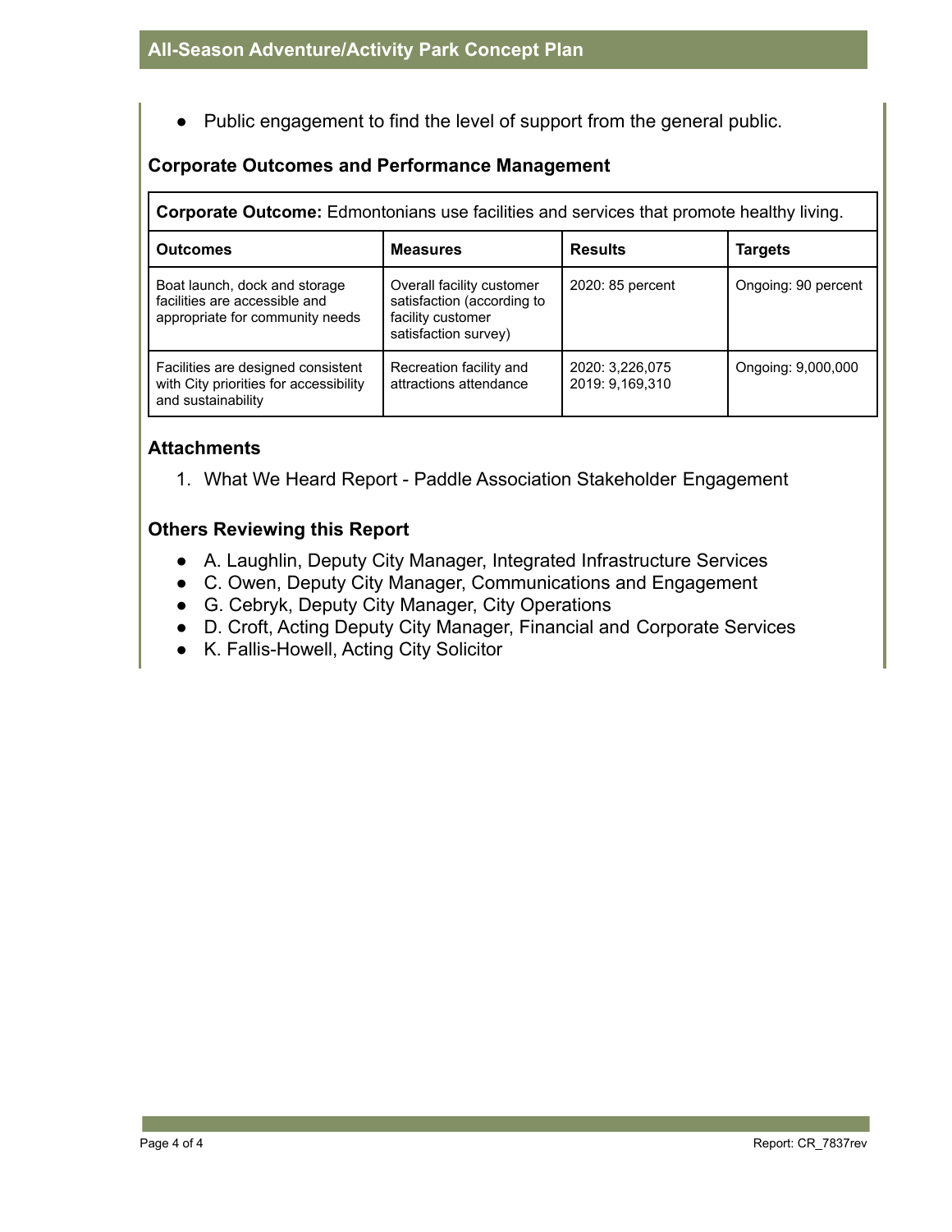- Public engagement to find the level of support from the general public.

## Corporate Outcomes and Performance Management

| **Corporate Outcome:** Edmontonians use facilities and services that promote healthy living. | | | |
|---|---|---|---|
| **Outcomes** | **Measures** | **Results** | **Targets** |
| Boat launch, dock and storage facilities are accessible and appropriate for community needs | Overall facility customer satisfaction (according to facility customer satisfaction survey) | 2020: 85 percent | Ongoing: 90 percent |
| Facilities are designed consistent with City priorities for accessibility and sustainability | Recreation facility and attractions attendance | 2020: 3,226,075<br>2019: 9,169,310 | Ongoing: 9,000,000 |

## Attachments

1. What We Heard Report - Paddle Association Stakeholder Engagement

## Others Reviewing this Report

- A. Laughlin, Deputy City Manager, Integrated Infrastructure Services
- C. Owen, Deputy City Manager, Communications and Engagement
- G. Cebryk, Deputy City Manager, City Operations
- D. Croft, Acting Deputy City Manager, Financial and Corporate Services
- K. Fallis-Howell, Acting City Solicitor